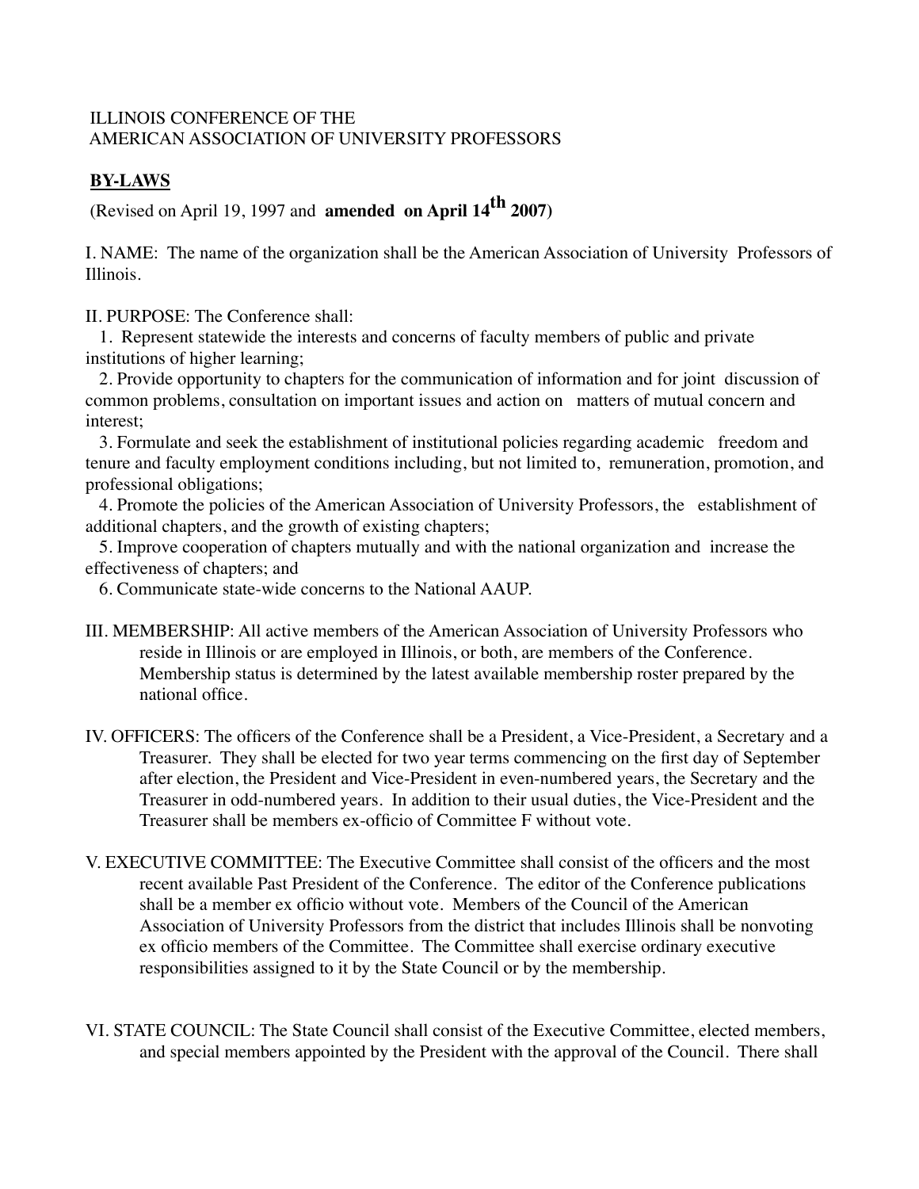ILLINOIS CONFERENCE OF THE
AMERICAN ASSOCIATION OF UNIVERSITY PROFESSORS

## BY-LAWS

(Revised on April 19, 1997 and **amended on April 14th 2007)**

I. NAME: The name of the organization shall be the American Association of University Professors of Illinois.

II. PURPOSE: The Conference shall:

1. Represent statewide the interests and concerns of faculty members of public and private institutions of higher learning;
2. Provide opportunity to chapters for the communication of information and for joint discussion of common problems, consultation on important issues and action on matters of mutual concern and interest;
3. Formulate and seek the establishment of institutional policies regarding academic freedom and tenure and faculty employment conditions including, but not limited to, remuneration, promotion, and professional obligations;
4. Promote the policies of the American Association of University Professors, the establishment of additional chapters, and the growth of existing chapters;
5. Improve cooperation of chapters mutually and with the national organization and increase the effectiveness of chapters; and
6. Communicate state-wide concerns to the National AAUP.

III. MEMBERSHIP: All active members of the American Association of University Professors who reside in Illinois or are employed in Illinois, or both, are members of the Conference. Membership status is determined by the latest available membership roster prepared by the national office.

IV. OFFICERS: The officers of the Conference shall be a President, a Vice-President, a Secretary and a Treasurer. They shall be elected for two year terms commencing on the first day of September after election, the President and Vice-President in even-numbered years, the Secretary and the Treasurer in odd-numbered years. In addition to their usual duties, the Vice-President and the Treasurer shall be members ex-officio of Committee F without vote.

V. EXECUTIVE COMMITTEE: The Executive Committee shall consist of the officers and the most recent available Past President of the Conference. The editor of the Conference publications shall be a member ex officio without vote. Members of the Council of the American Association of University Professors from the district that includes Illinois shall be nonvoting ex officio members of the Committee. The Committee shall exercise ordinary executive responsibilities assigned to it by the State Council or by the membership.

VI. STATE COUNCIL: The State Council shall consist of the Executive Committee, elected members, and special members appointed by the President with the approval of the Council. There shall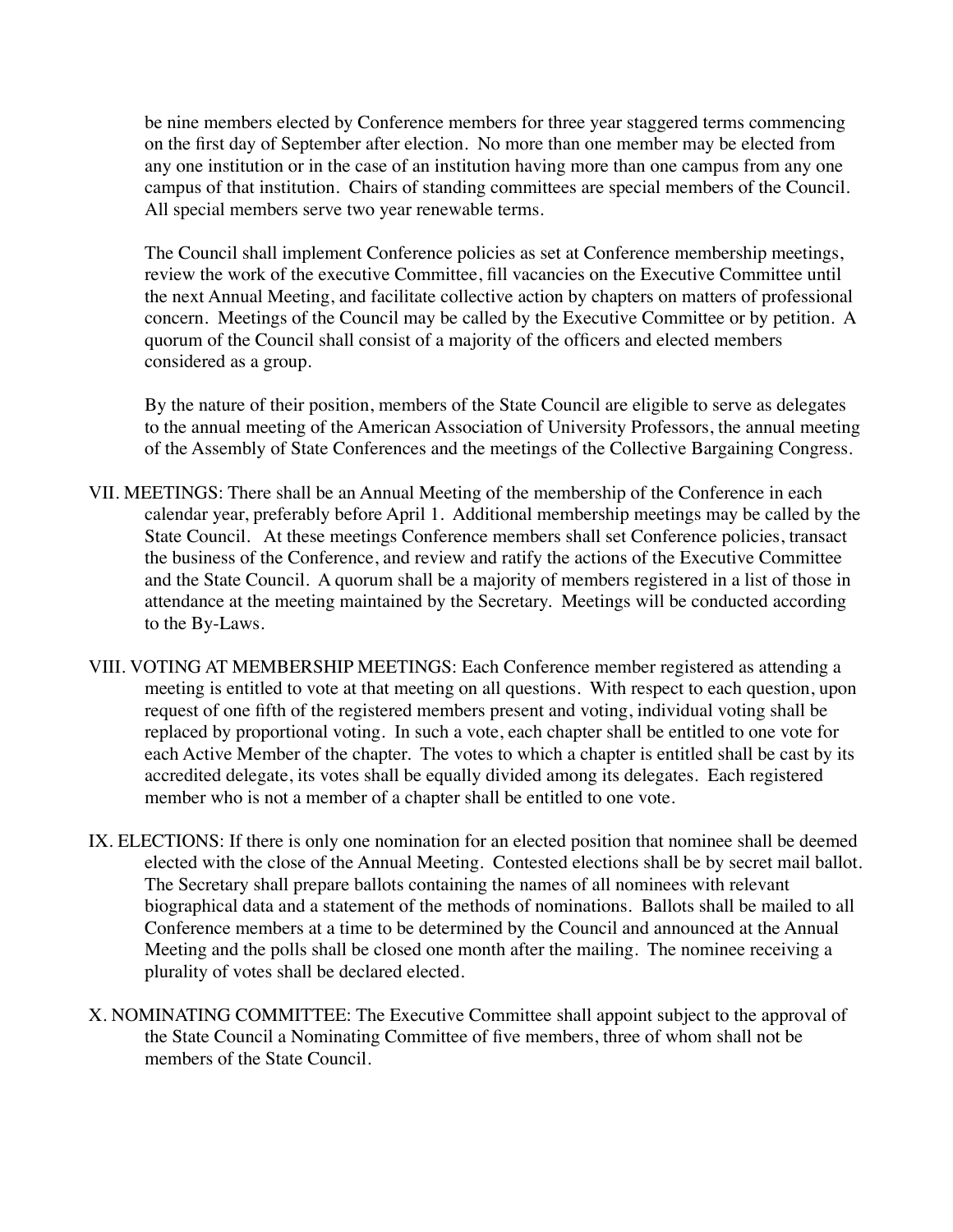be nine members elected by Conference members for three year staggered terms commencing on the first day of September after election. No more than one member may be elected from any one institution or in the case of an institution having more than one campus from any one campus of that institution. Chairs of standing committees are special members of the Council. All special members serve two year renewable terms.

The Council shall implement Conference policies as set at Conference membership meetings, review the work of the executive Committee, fill vacancies on the Executive Committee until the next Annual Meeting, and facilitate collective action by chapters on matters of professional concern. Meetings of the Council may be called by the Executive Committee or by petition. A quorum of the Council shall consist of a majority of the officers and elected members considered as a group.

By the nature of their position, members of the State Council are eligible to serve as delegates to the annual meeting of the American Association of University Professors, the annual meeting of the Assembly of State Conferences and the meetings of the Collective Bargaining Congress.

VII. MEETINGS: There shall be an Annual Meeting of the membership of the Conference in each calendar year, preferably before April 1. Additional membership meetings may be called by the State Council. At these meetings Conference members shall set Conference policies, transact the business of the Conference, and review and ratify the actions of the Executive Committee and the State Council. A quorum shall be a majority of members registered in a list of those in attendance at the meeting maintained by the Secretary. Meetings will be conducted according to the By-Laws.

VIII. VOTING AT MEMBERSHIP MEETINGS: Each Conference member registered as attending a meeting is entitled to vote at that meeting on all questions. With respect to each question, upon request of one fifth of the registered members present and voting, individual voting shall be replaced by proportional voting. In such a vote, each chapter shall be entitled to one vote for each Active Member of the chapter. The votes to which a chapter is entitled shall be cast by its accredited delegate, its votes shall be equally divided among its delegates. Each registered member who is not a member of a chapter shall be entitled to one vote.

IX. ELECTIONS: If there is only one nomination for an elected position that nominee shall be deemed elected with the close of the Annual Meeting. Contested elections shall be by secret mail ballot. The Secretary shall prepare ballots containing the names of all nominees with relevant biographical data and a statement of the methods of nominations. Ballots shall be mailed to all Conference members at a time to be determined by the Council and announced at the Annual Meeting and the polls shall be closed one month after the mailing. The nominee receiving a plurality of votes shall be declared elected.

X. NOMINATING COMMITTEE: The Executive Committee shall appoint subject to the approval of the State Council a Nominating Committee of five members, three of whom shall not be members of the State Council.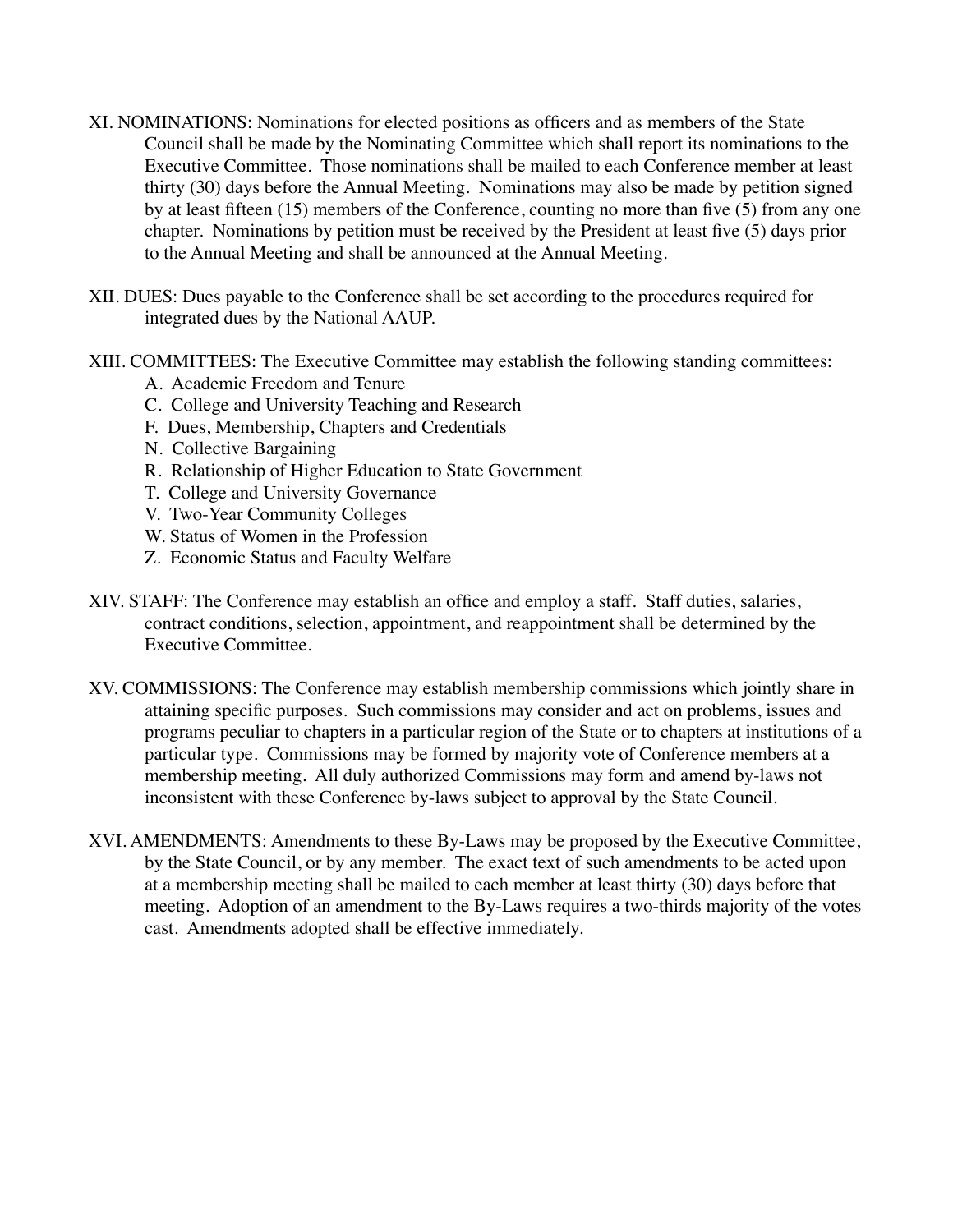XI. NOMINATIONS: Nominations for elected positions as officers and as members of the State Council shall be made by the Nominating Committee which shall report its nominations to the Executive Committee. Those nominations shall be mailed to each Conference member at least thirty (30) days before the Annual Meeting. Nominations may also be made by petition signed by at least fifteen (15) members of the Conference, counting no more than five (5) from any one chapter. Nominations by petition must be received by the President at least five (5) days prior to the Annual Meeting and shall be announced at the Annual Meeting.

XII. DUES: Dues payable to the Conference shall be set according to the procedures required for integrated dues by the National AAUP.

XIII. COMMITTEES: The Executive Committee may establish the following standing committees:

- A. Academic Freedom and Tenure
- C. College and University Teaching and Research
- F. Dues, Membership, Chapters and Credentials
- N. Collective Bargaining
- R. Relationship of Higher Education to State Government
- T. College and University Governance
- V. Two-Year Community Colleges
- W. Status of Women in the Profession
- Z. Economic Status and Faculty Welfare

XIV. STAFF: The Conference may establish an office and employ a staff. Staff duties, salaries, contract conditions, selection, appointment, and reappointment shall be determined by the Executive Committee.

XV. COMMISSIONS: The Conference may establish membership commissions which jointly share in attaining specific purposes. Such commissions may consider and act on problems, issues and programs peculiar to chapters in a particular region of the State or to chapters at institutions of a particular type. Commissions may be formed by majority vote of Conference members at a membership meeting. All duly authorized Commissions may form and amend by-laws not inconsistent with these Conference by-laws subject to approval by the State Council.

XVI. AMENDMENTS: Amendments to these By-Laws may be proposed by the Executive Committee, by the State Council, or by any member. The exact text of such amendments to be acted upon at a membership meeting shall be mailed to each member at least thirty (30) days before that meeting. Adoption of an amendment to the By-Laws requires a two-thirds majority of the votes cast. Amendments adopted shall be effective immediately.